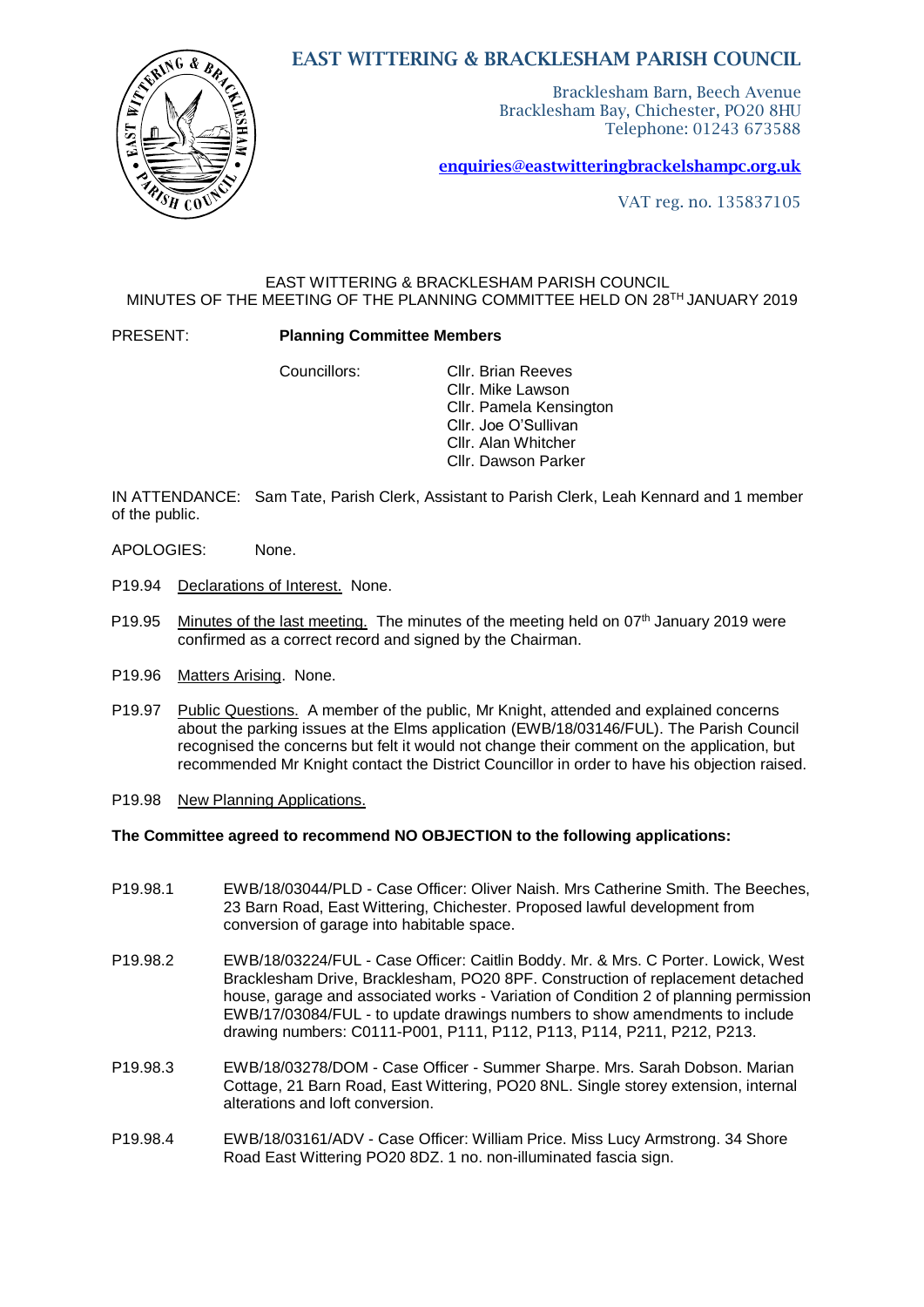# EAST WITTERING & BRACKLESHAM PARISH COUNCIL

Bracklesham Barn, Beech Avenue
Bracklesham Bay, Chichester, PO20 8HU
Telephone: 01243 673588

**enquiries@eastwitteringbrackelshampc.org.uk**

VAT reg. no. 135837105

EAST WITTERING & BRACKLESHAM PARISH COUNCIL
MINUTES OF THE MEETING OF THE PLANNING COMMITTEE HELD ON 28TH JANUARY 2019

PRESENT: **Planning Committee Members**

Councillors:
- Cllr. Brian Reeves
- Cllr. Mike Lawson
- Cllr. Pamela Kensington
- Cllr. Joe O'Sullivan
- Cllr. Alan Whitcher
- Cllr. Dawson Parker

IN ATTENDANCE: Sam Tate, Parish Clerk, Assistant to Parish Clerk, Leah Kennard and 1 member of the public.

APOLOGIES: None.

P19.94 Declarations of Interest. None.

P19.95 Minutes of the last meeting. The minutes of the meeting held on 07th January 2019 were confirmed as a correct record and signed by the Chairman.

P19.96 Matters Arising. None.

P19.97 Public Questions. A member of the public, Mr Knight, attended and explained concerns about the parking issues at the Elms application (EWB/18/03146/FUL). The Parish Council recognised the concerns but felt it would not change their comment on the application, but recommended Mr Knight contact the District Councillor in order to have his objection raised.

P19.98 New Planning Applications.

**The Committee agreed to recommend NO OBJECTION to the following applications:**

P19.98.1 EWB/18/03044/PLD - Case Officer: Oliver Naish. Mrs Catherine Smith. The Beeches, 23 Barn Road, East Wittering, Chichester. Proposed lawful development from conversion of garage into habitable space.

P19.98.2 EWB/18/03224/FUL - Case Officer: Caitlin Boddy. Mr. & Mrs. C Porter. Lowick, West Bracklesham Drive, Bracklesham, PO20 8PF. Construction of replacement detached house, garage and associated works - Variation of Condition 2 of planning permission EWB/17/03084/FUL - to update drawings numbers to show amendments to include drawing numbers: C0111-P001, P111, P112, P113, P114, P211, P212, P213.

P19.98.3 EWB/18/03278/DOM - Case Officer - Summer Sharpe. Mrs. Sarah Dobson. Marian Cottage, 21 Barn Road, East Wittering, PO20 8NL. Single storey extension, internal alterations and loft conversion.

P19.98.4 EWB/18/03161/ADV - Case Officer: William Price. Miss Lucy Armstrong. 34 Shore Road East Wittering PO20 8DZ. 1 no. non-illuminated fascia sign.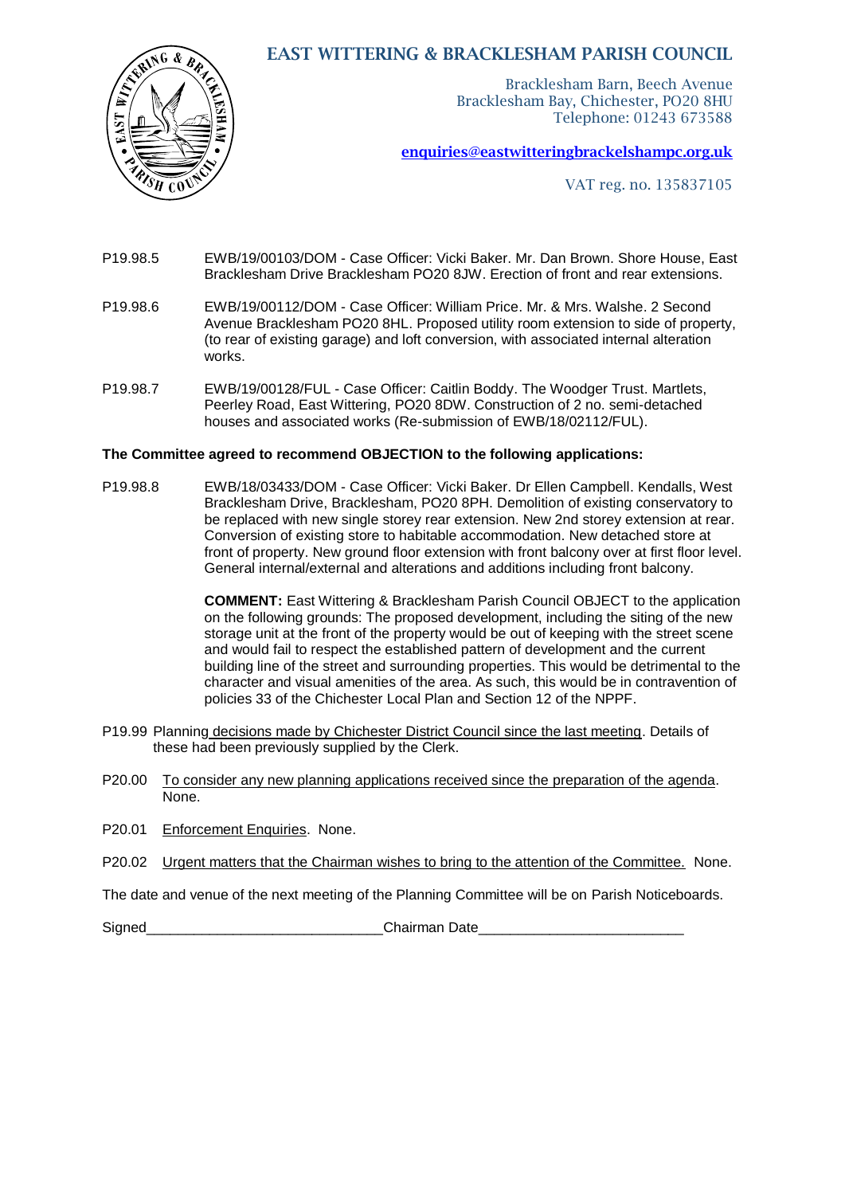# EAST WITTERING & BRACKLESHAM PARISH COUNCIL

Bracklesham Barn, Beech Avenue
Bracklesham Bay, Chichester, PO20 8HU
Telephone: 01243 673588

enquiries@eastwitteringbrackelshampc.org.uk

VAT reg. no. 135837105

P19.98.5 EWB/19/00103/DOM - Case Officer: Vicki Baker. Mr. Dan Brown. Shore House, East Bracklesham Drive Bracklesham PO20 8JW. Erection of front and rear extensions.

P19.98.6 EWB/19/00112/DOM - Case Officer: William Price. Mr. & Mrs. Walshe. 2 Second Avenue Bracklesham PO20 8HL. Proposed utility room extension to side of property, (to rear of existing garage) and loft conversion, with associated internal alteration works.

P19.98.7 EWB/19/00128/FUL - Case Officer: Caitlin Boddy. The Woodger Trust. Martlets, Peerley Road, East Wittering, PO20 8DW. Construction of 2 no. semi-detached houses and associated works (Re-submission of EWB/18/02112/FUL).

**The Committee agreed to recommend OBJECTION to the following applications:**

P19.98.8 EWB/18/03433/DOM - Case Officer: Vicki Baker. Dr Ellen Campbell. Kendalls, West Bracklesham Drive, Bracklesham, PO20 8PH. Demolition of existing conservatory to be replaced with new single storey rear extension. New 2nd storey extension at rear. Conversion of existing store to habitable accommodation. New detached store at front of property. New ground floor extension with front balcony over at first floor level. General internal/external and alterations and additions including front balcony.

**COMMENT:** East Wittering & Bracklesham Parish Council OBJECT to the application on the following grounds: The proposed development, including the siting of the new storage unit at the front of the property would be out of keeping with the street scene and would fail to respect the established pattern of development and the current building line of the street and surrounding properties. This would be detrimental to the character and visual amenities of the area. As such, this would be in contravention of policies 33 of the Chichester Local Plan and Section 12 of the NPPF.

P19.99 Planning decisions made by Chichester District Council since the last meeting. Details of these had been previously supplied by the Clerk.

P20.00 To consider any new planning applications received since the preparation of the agenda. None.

P20.01 Enforcement Enquiries. None.

P20.02 Urgent matters that the Chairman wishes to bring to the attention of the Committee. None.

The date and venue of the next meeting of the Planning Committee will be on Parish Noticeboards.

Signed_____________________________Chairman Date_________________________